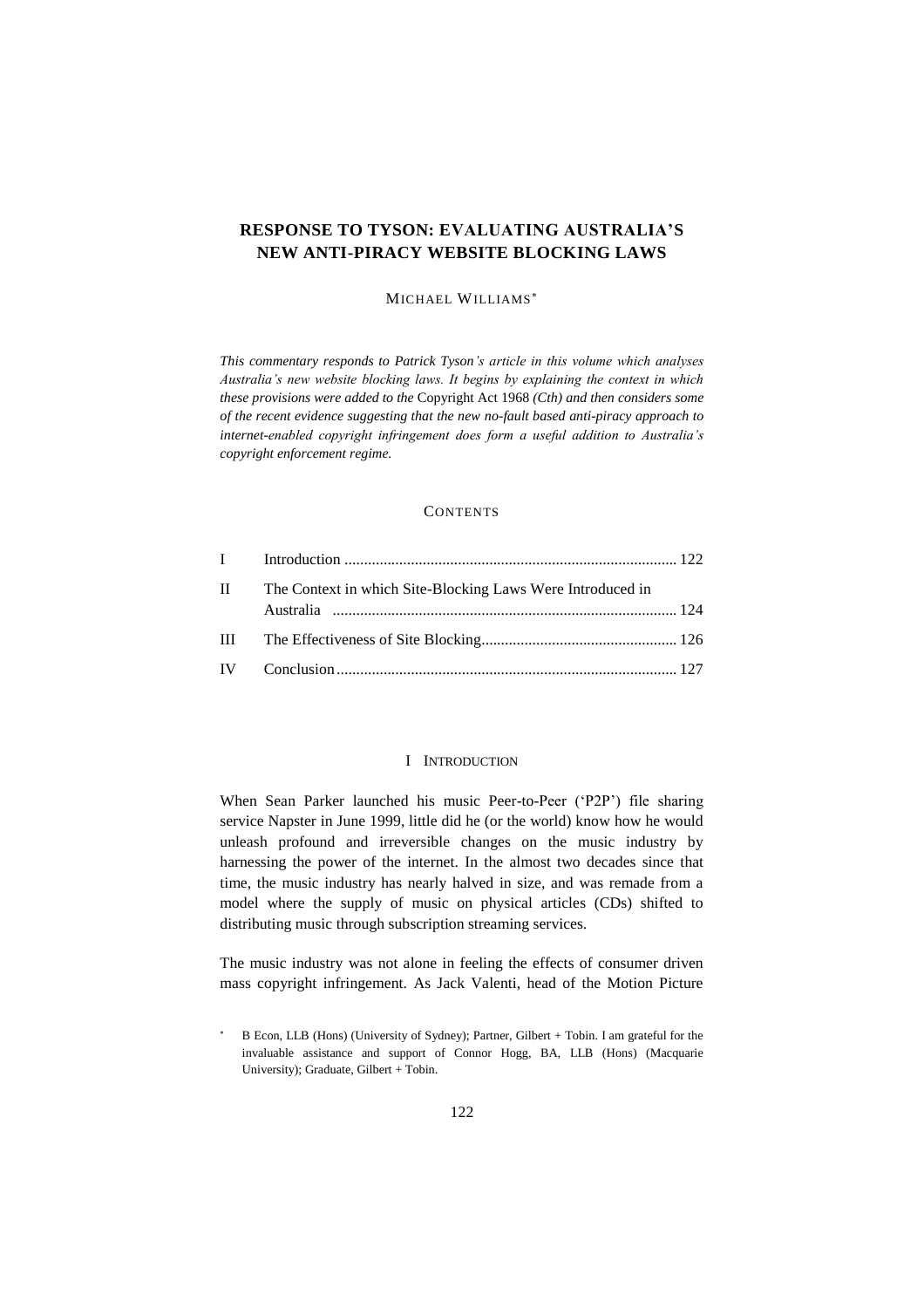# RESPONSE TO TYSON: EVALUATING AUSTRALIA'S NEW ANTI-PIRACY WEBSITE BLOCKING LAWS

MICHAEL WILLIAMS*

*This commentary responds to Patrick Tyson's article in this volume which analyses Australia's new website blocking laws. It begins by explaining the context in which these provisions were added to the* Copyright Act 1968 *(Cth) and then considers some of the recent evidence suggesting that the new no-fault based anti-piracy approach to internet-enabled copyright infringement does form a useful addition to Australia's copyright enforcement regime.*

## CONTENTS

| | | |
|---|---|---|
| I | Introduction | 122 |
| II | The Context in which Site-Blocking Laws Were Introduced in Australia | 124 |
| III | The Effectiveness of Site Blocking | 126 |
| IV | Conclusion | 127 |

## I INTRODUCTION

When Sean Parker launched his music Peer-to-Peer ('P2P') file sharing service Napster in June 1999, little did he (or the world) know how he would unleash profound and irreversible changes on the music industry by harnessing the power of the internet. In the almost two decades since that time, the music industry has nearly halved in size, and was remade from a model where the supply of music on physical articles (CDs) shifted to distributing music through subscription streaming services.

The music industry was not alone in feeling the effects of consumer driven mass copyright infringement. As Jack Valenti, head of the Motion Picture

\* B Econ, LLB (Hons) (University of Sydney); Partner, Gilbert + Tobin. I am grateful for the invaluable assistance and support of Connor Hogg, BA, LLB (Hons) (Macquarie University); Graduate, Gilbert + Tobin.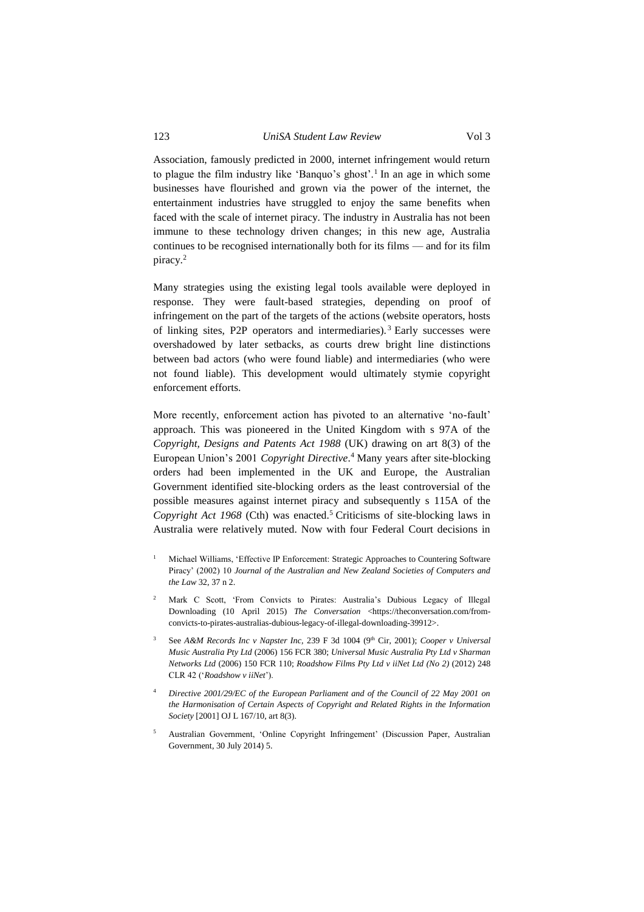Association, famously predicted in 2000, internet infringement would return to plague the film industry like 'Banquo's ghost'.[1] In an age in which some businesses have flourished and grown via the power of the internet, the entertainment industries have struggled to enjoy the same benefits when faced with the scale of internet piracy. The industry in Australia has not been immune to these technology driven changes; in this new age, Australia continues to be recognised internationally both for its films — and for its film piracy.[2]

Many strategies using the existing legal tools available were deployed in response. They were fault-based strategies, depending on proof of infringement on the part of the targets of the actions (website operators, hosts of linking sites, P2P operators and intermediaries).[3] Early successes were overshadowed by later setbacks, as courts drew bright line distinctions between bad actors (who were found liable) and intermediaries (who were not found liable). This development would ultimately stymie copyright enforcement efforts.

More recently, enforcement action has pivoted to an alternative 'no-fault' approach. This was pioneered in the United Kingdom with s 97A of the *Copyright, Designs and Patents Act 1988* (UK) drawing on art 8(3) of the European Union's 2001 *Copyright Directive*.[4] Many years after site-blocking orders had been implemented in the UK and Europe, the Australian Government identified site-blocking orders as the least controversial of the possible measures against internet piracy and subsequently s 115A of the *Copyright Act 1968* (Cth) was enacted.[5] Criticisms of site-blocking laws in Australia were relatively muted. Now with four Federal Court decisions in

[1] Michael Williams, 'Effective IP Enforcement: Strategic Approaches to Countering Software Piracy' (2002) 10 *Journal of the Australian and New Zealand Societies of Computers and the Law* 32, 37 n 2.

[2] Mark C Scott, 'From Convicts to Pirates: Australia's Dubious Legacy of Illegal Downloading (10 April 2015) *The Conversation* <https://theconversation.com/from-convicts-to-pirates-australias-dubious-legacy-of-illegal-downloading-39912>.

[3] See *A&M Records Inc v Napster Inc*, 239 F 3d 1004 (9th Cir, 2001); *Cooper v Universal Music Australia Pty Ltd* (2006) 156 FCR 380; *Universal Music Australia Pty Ltd v Sharman Networks Ltd* (2006) 150 FCR 110; *Roadshow Films Pty Ltd v iiNet Ltd (No 2)* (2012) 248 CLR 42 ('*Roadshow v iiNet*').

[4] *Directive 2001/29/EC of the European Parliament and of the Council of 22 May 2001 on the Harmonisation of Certain Aspects of Copyright and Related Rights in the Information Society* [2001] OJ L 167/10, art 8(3).

[5] Australian Government, 'Online Copyright Infringement' (Discussion Paper, Australian Government, 30 July 2014) 5.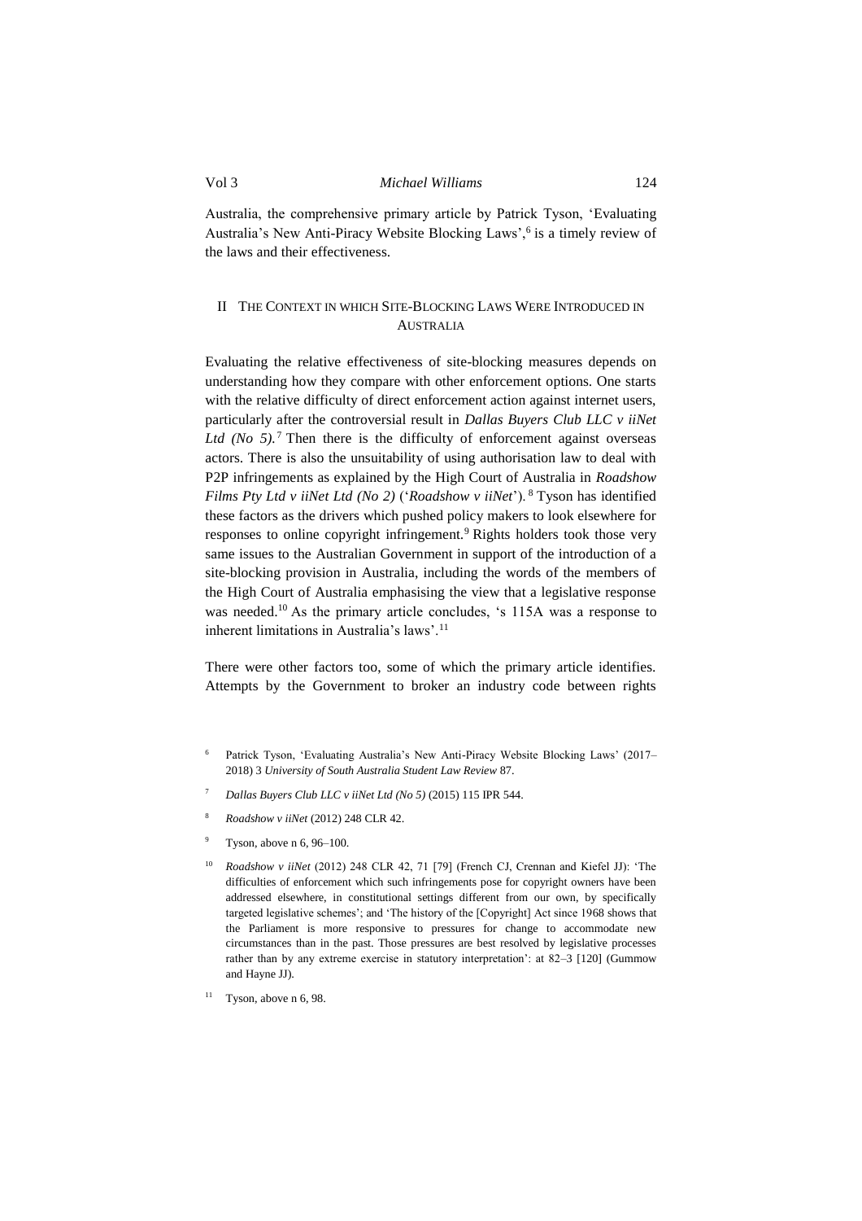Australia, the comprehensive primary article by Patrick Tyson, 'Evaluating Australia's New Anti-Piracy Website Blocking Laws',[6] is a timely review of the laws and their effectiveness.

## II The Context in which Site-Blocking Laws Were Introduced in Australia

Evaluating the relative effectiveness of site-blocking measures depends on understanding how they compare with other enforcement options. One starts with the relative difficulty of direct enforcement action against internet users, particularly after the controversial result in *Dallas Buyers Club LLC v iiNet Ltd (No 5)*.[7] Then there is the difficulty of enforcement against overseas actors. There is also the unsuitability of using authorisation law to deal with P2P infringements as explained by the High Court of Australia in *Roadshow Films Pty Ltd v iiNet Ltd (No 2)* ('*Roadshow v iiNet*').[8] Tyson has identified these factors as the drivers which pushed policy makers to look elsewhere for responses to online copyright infringement.[9] Rights holders took those very same issues to the Australian Government in support of the introduction of a site-blocking provision in Australia, including the words of the members of the High Court of Australia emphasising the view that a legislative response was needed.[10] As the primary article concludes, 's 115A was a response to inherent limitations in Australia's laws'.[11]

There were other factors too, some of which the primary article identifies. Attempts by the Government to broker an industry code between rights

[6] Patrick Tyson, 'Evaluating Australia's New Anti-Piracy Website Blocking Laws' (2017–2018) 3 *University of South Australia Student Law Review* 87.

[7] *Dallas Buyers Club LLC v iiNet Ltd (No 5)* (2015) 115 IPR 544.

[8] *Roadshow v iiNet* (2012) 248 CLR 42.

[9] Tyson, above n 6, 96–100.

[10] *Roadshow v iiNet* (2012) 248 CLR 42, 71 [79] (French CJ, Crennan and Kiefel JJ): 'The difficulties of enforcement which such infringements pose for copyright owners have been addressed elsewhere, in constitutional settings different from our own, by specifically targeted legislative schemes'; and 'The history of the [Copyright] Act since 1968 shows that the Parliament is more responsive to pressures for change to accommodate new circumstances than in the past. Those pressures are best resolved by legislative processes rather than by any extreme exercise in statutory interpretation': at 82–3 [120] (Gummow and Hayne JJ).

[11] Tyson, above n 6, 98.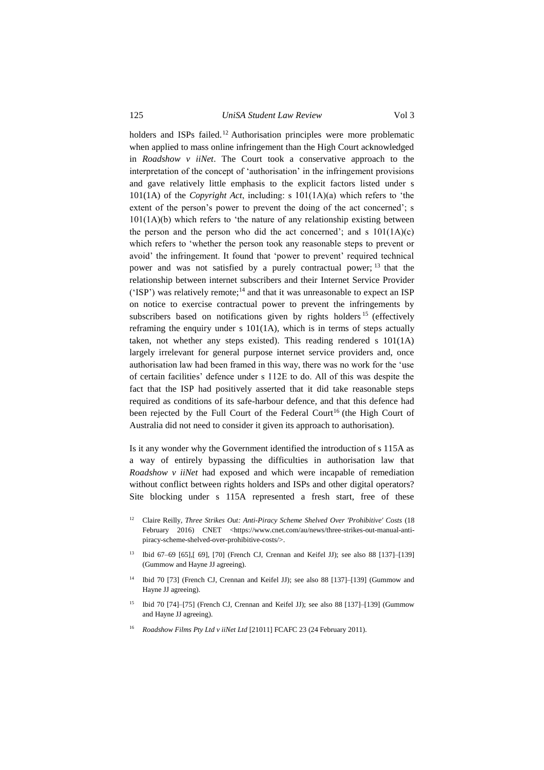holders and ISPs failed.[12] Authorisation principles were more problematic when applied to mass online infringement than the High Court acknowledged in *Roadshow v iiNet*. The Court took a conservative approach to the interpretation of the concept of 'authorisation' in the infringement provisions and gave relatively little emphasis to the explicit factors listed under s 101(1A) of the *Copyright Act*, including: s 101(1A)(a) which refers to 'the extent of the person's power to prevent the doing of the act concerned'; s 101(1A)(b) which refers to 'the nature of any relationship existing between the person and the person who did the act concerned'; and s 101(1A)(c) which refers to 'whether the person took any reasonable steps to prevent or avoid' the infringement. It found that 'power to prevent' required technical power and was not satisfied by a purely contractual power;[13] that the relationship between internet subscribers and their Internet Service Provider ('ISP') was relatively remote;[14] and that it was unreasonable to expect an ISP on notice to exercise contractual power to prevent the infringements by subscribers based on notifications given by rights holders[15] (effectively reframing the enquiry under s 101(1A), which is in terms of steps actually taken, not whether any steps existed). This reading rendered s 101(1A) largely irrelevant for general purpose internet service providers and, once authorisation law had been framed in this way, there was no work for the 'use of certain facilities' defence under s 112E to do. All of this was despite the fact that the ISP had positively asserted that it did take reasonable steps required as conditions of its safe-harbour defence, and that this defence had been rejected by the Full Court of the Federal Court[16] (the High Court of Australia did not need to consider it given its approach to authorisation).

Is it any wonder why the Government identified the introduction of s 115A as a way of entirely bypassing the difficulties in authorisation law that *Roadshow v iiNet* had exposed and which were incapable of remediation without conflict between rights holders and ISPs and other digital operators? Site blocking under s 115A represented a fresh start, free of these

[12] Claire Reilly, *Three Strikes Out: Anti-Piracy Scheme Shelved Over 'Prohibitive' Costs* (18 February 2016) CNET <https://www.cnet.com/au/news/three-strikes-out-manual-anti-piracy-scheme-shelved-over-prohibitive-costs/>.

[13] Ibid 67–69 [65],[ 69], [70] (French CJ, Crennan and Keifel JJ); see also 88 [137]–[139] (Gummow and Hayne JJ agreeing).

[14] Ibid 70 [73] (French CJ, Crennan and Keifel JJ); see also 88 [137]–[139] (Gummow and Hayne JJ agreeing).

[15] Ibid 70 [74]–[75] (French CJ, Crennan and Keifel JJ); see also 88 [137]–[139] (Gummow and Hayne JJ agreeing).

[16] *Roadshow Films Pty Ltd v iiNet Ltd* [21011] FCAFC 23 (24 February 2011).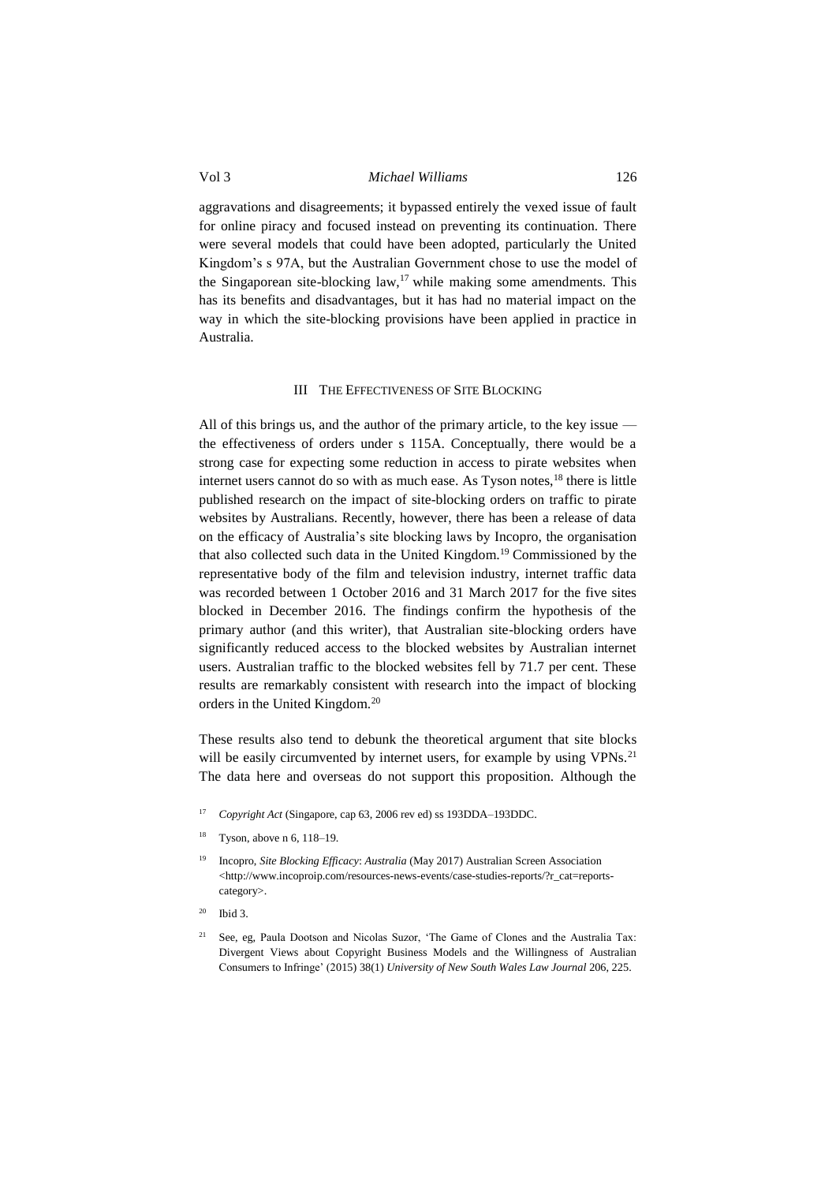aggravations and disagreements; it bypassed entirely the vexed issue of fault for online piracy and focused instead on preventing its continuation. There were several models that could have been adopted, particularly the United Kingdom's s 97A, but the Australian Government chose to use the model of the Singaporean site-blocking law,[17] while making some amendments. This has its benefits and disadvantages, but it has had no material impact on the way in which the site-blocking provisions have been applied in practice in Australia.

## III The Effectiveness of Site Blocking

All of this brings us, and the author of the primary article, to the key issue — the effectiveness of orders under s 115A. Conceptually, there would be a strong case for expecting some reduction in access to pirate websites when internet users cannot do so with as much ease. As Tyson notes,[18] there is little published research on the impact of site-blocking orders on traffic to pirate websites by Australians. Recently, however, there has been a release of data on the efficacy of Australia's site blocking laws by Incopro, the organisation that also collected such data in the United Kingdom.[19] Commissioned by the representative body of the film and television industry, internet traffic data was recorded between 1 October 2016 and 31 March 2017 for the five sites blocked in December 2016. The findings confirm the hypothesis of the primary author (and this writer), that Australian site-blocking orders have significantly reduced access to the blocked websites by Australian internet users. Australian traffic to the blocked websites fell by 71.7 per cent. These results are remarkably consistent with research into the impact of blocking orders in the United Kingdom.[20]

These results also tend to debunk the theoretical argument that site blocks will be easily circumvented by internet users, for example by using VPNs.[21] The data here and overseas do not support this proposition. Although the

---

[17] *Copyright Act* (Singapore, cap 63, 2006 rev ed) ss 193DDA–193DDC.

[18] Tyson, above n 6, 118–19.

[19] Incopro, *Site Blocking Efficacy*: *Australia* (May 2017) Australian Screen Association <http://www.incoproip.com/resources-news-events/case-studies-reports/?r_cat=reports-category>.

[20] Ibid 3.

[21] See, eg, Paula Dootson and Nicolas Suzor, 'The Game of Clones and the Australia Tax: Divergent Views about Copyright Business Models and the Willingness of Australian Consumers to Infringe' (2015) 38(1) *University of New South Wales Law Journal* 206, 225.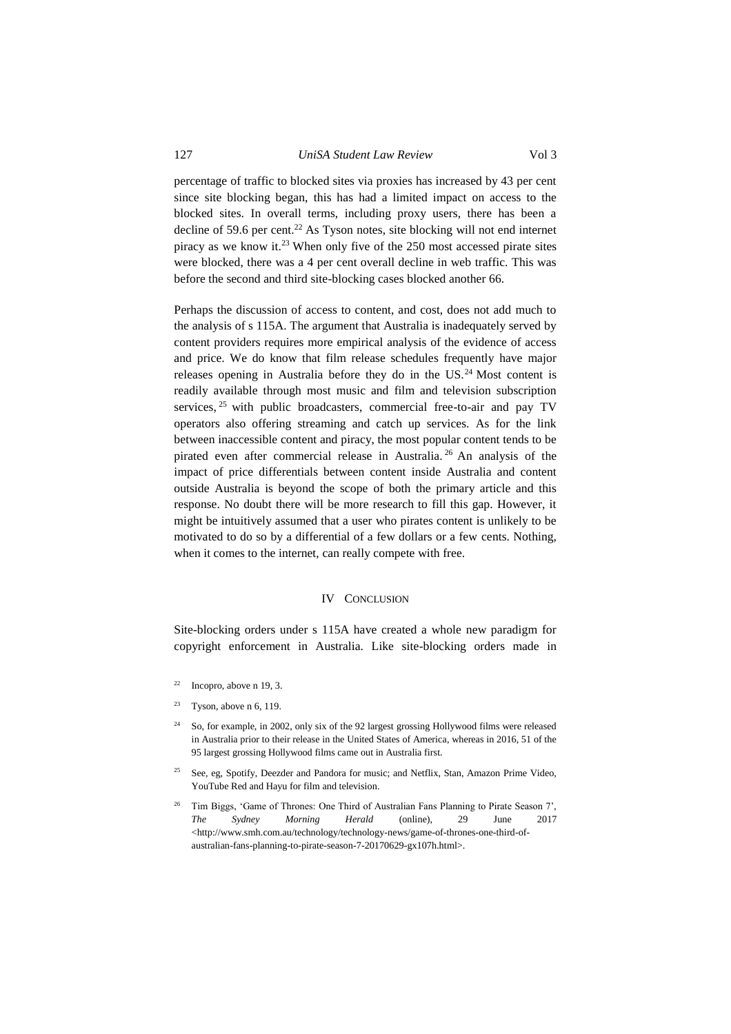percentage of traffic to blocked sites via proxies has increased by 43 per cent since site blocking began, this has had a limited impact on access to the blocked sites. In overall terms, including proxy users, there has been a decline of 59.6 per cent.[22] As Tyson notes, site blocking will not end internet piracy as we know it.[23] When only five of the 250 most accessed pirate sites were blocked, there was a 4 per cent overall decline in web traffic. This was before the second and third site-blocking cases blocked another 66.

Perhaps the discussion of access to content, and cost, does not add much to the analysis of s 115A. The argument that Australia is inadequately served by content providers requires more empirical analysis of the evidence of access and price. We do know that film release schedules frequently have major releases opening in Australia before they do in the US.[24] Most content is readily available through most music and film and television subscription services,[25] with public broadcasters, commercial free-to-air and pay TV operators also offering streaming and catch up services. As for the link between inaccessible content and piracy, the most popular content tends to be pirated even after commercial release in Australia.[26] An analysis of the impact of price differentials between content inside Australia and content outside Australia is beyond the scope of both the primary article and this response. No doubt there will be more research to fill this gap. However, it might be intuitively assumed that a user who pirates content is unlikely to be motivated to do so by a differential of a few dollars or a few cents. Nothing, when it comes to the internet, can really compete with free.

## IV Conclusion

Site-blocking orders under s 115A have created a whole new paradigm for copyright enforcement in Australia. Like site-blocking orders made in

---

[22] Incopro, above n 19, 3.

[23] Tyson, above n 6, 119.

[24] So, for example, in 2002, only six of the 92 largest grossing Hollywood films were released in Australia prior to their release in the United States of America, whereas in 2016, 51 of the 95 largest grossing Hollywood films came out in Australia first.

[25] See, eg, Spotify, Deezder and Pandora for music; and Netflix, Stan, Amazon Prime Video, YouTube Red and Hayu for film and television.

[26] Tim Biggs, 'Game of Thrones: One Third of Australian Fans Planning to Pirate Season 7', *The Sydney Morning Herald* (online), 29 June 2017 <http://www.smh.com.au/technology/technology-news/game-of-thrones-one-third-of-australian-fans-planning-to-pirate-season-7-20170629-gx107h.html>.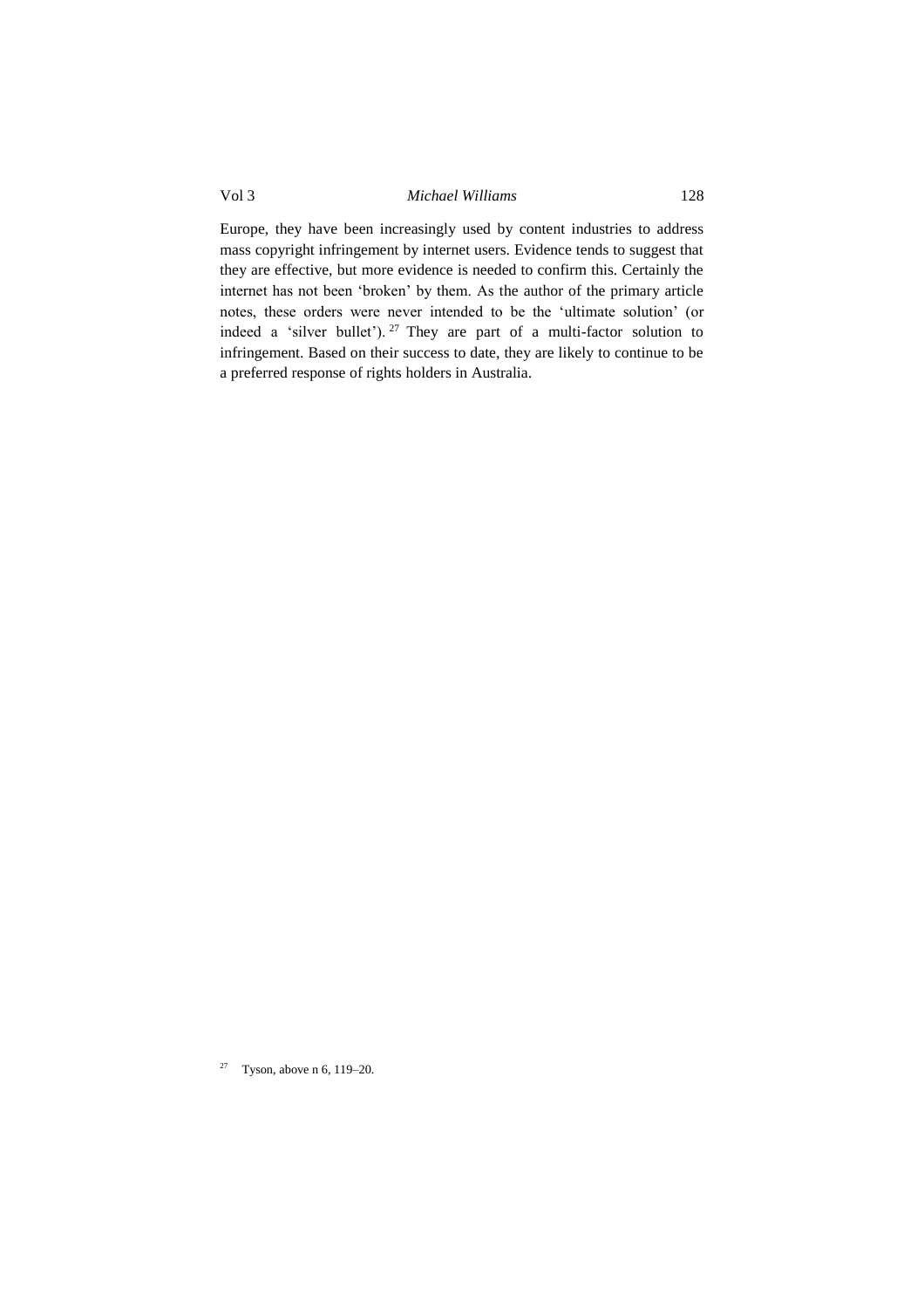Europe, they have been increasingly used by content industries to address mass copyright infringement by internet users. Evidence tends to suggest that they are effective, but more evidence is needed to confirm this. Certainly the internet has not been 'broken' by them. As the author of the primary article notes, these orders were never intended to be the 'ultimate solution' (or indeed a 'silver bullet').[27] They are part of a multi-factor solution to infringement. Based on their success to date, they are likely to continue to be a preferred response of rights holders in Australia.

[27] Tyson, above n 6, 119–20.